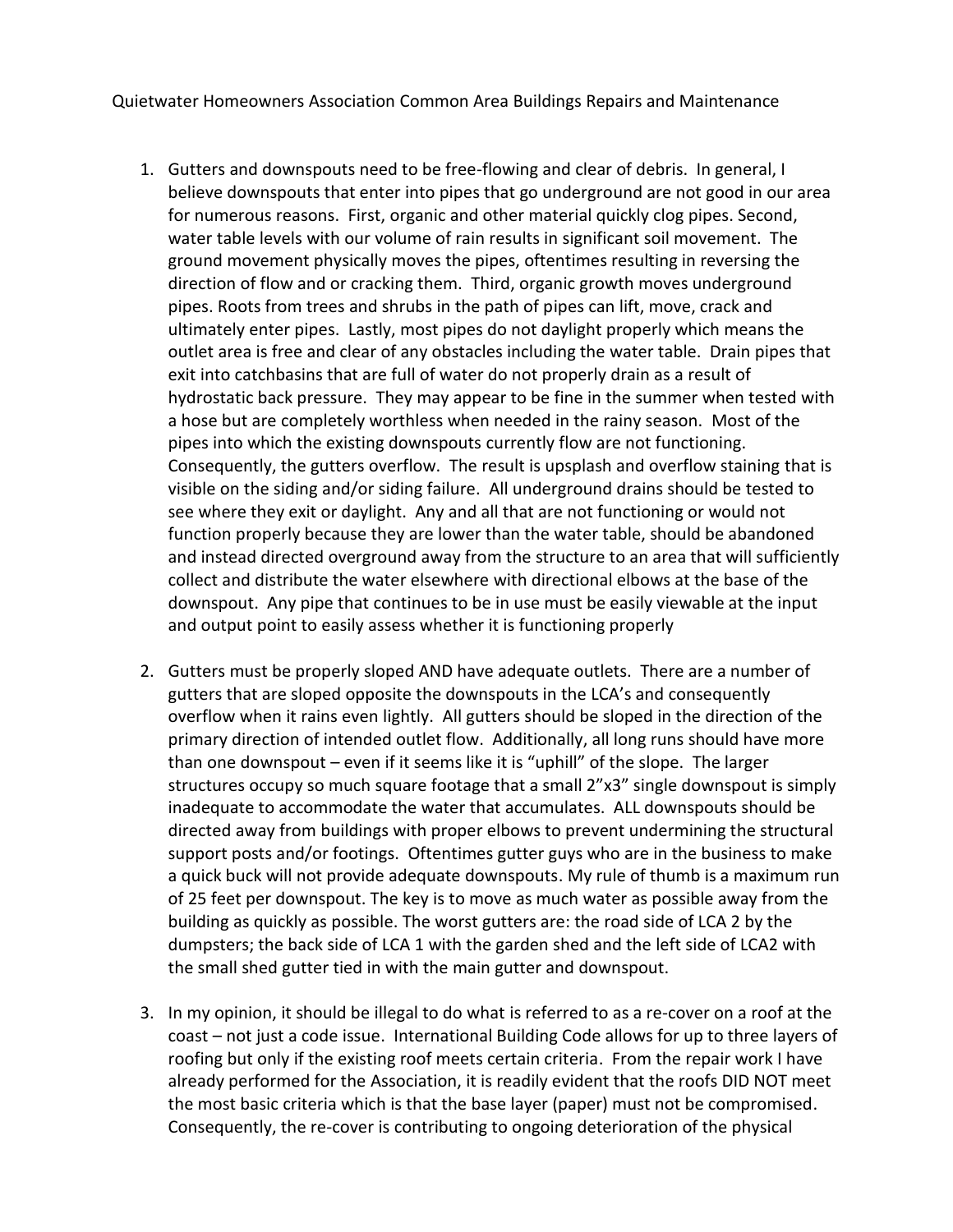Quietwater Homeowners Association Common Area Buildings Repairs and Maintenance

1. Gutters and downspouts need to be free-flowing and clear of debris. In general, I believe downspouts that enter into pipes that go underground are not good in our area for numerous reasons. First, organic and other material quickly clog pipes. Second, water table levels with our volume of rain results in significant soil movement. The ground movement physically moves the pipes, oftentimes resulting in reversing the direction of flow and or cracking them. Third, organic growth moves underground pipes. Roots from trees and shrubs in the path of pipes can lift, move, crack and ultimately enter pipes. Lastly, most pipes do not daylight properly which means the outlet area is free and clear of any obstacles including the water table. Drain pipes that exit into catchbasins that are full of water do not properly drain as a result of hydrostatic back pressure. They may appear to be fine in the summer when tested with a hose but are completely worthless when needed in the rainy season. Most of the pipes into which the existing downspouts currently flow are not functioning. Consequently, the gutters overflow. The result is upsplash and overflow staining that is visible on the siding and/or siding failure. All underground drains should be tested to see where they exit or daylight. Any and all that are not functioning or would not function properly because they are lower than the water table, should be abandoned and instead directed overground away from the structure to an area that will sufficiently collect and distribute the water elsewhere with directional elbows at the base of the downspout. Any pipe that continues to be in use must be easily viewable at the input and output point to easily assess whether it is functioning properly

2. Gutters must be properly sloped AND have adequate outlets. There are a number of gutters that are sloped opposite the downspouts in the LCA's and consequently overflow when it rains even lightly. All gutters should be sloped in the direction of the primary direction of intended outlet flow. Additionally, all long runs should have more than one downspout – even if it seems like it is "uphill" of the slope. The larger structures occupy so much square footage that a small 2"x3" single downspout is simply inadequate to accommodate the water that accumulates. ALL downspouts should be directed away from buildings with proper elbows to prevent undermining the structural support posts and/or footings. Oftentimes gutter guys who are in the business to make a quick buck will not provide adequate downspouts. My rule of thumb is a maximum run of 25 feet per downspout. The key is to move as much water as possible away from the building as quickly as possible. The worst gutters are: the road side of LCA 2 by the dumpsters; the back side of LCA 1 with the garden shed and the left side of LCA2 with the small shed gutter tied in with the main gutter and downspout.

3. In my opinion, it should be illegal to do what is referred to as a re-cover on a roof at the coast – not just a code issue. International Building Code allows for up to three layers of roofing but only if the existing roof meets certain criteria. From the repair work I have already performed for the Association, it is readily evident that the roofs DID NOT meet the most basic criteria which is that the base layer (paper) must not be compromised. Consequently, the re-cover is contributing to ongoing deterioration of the physical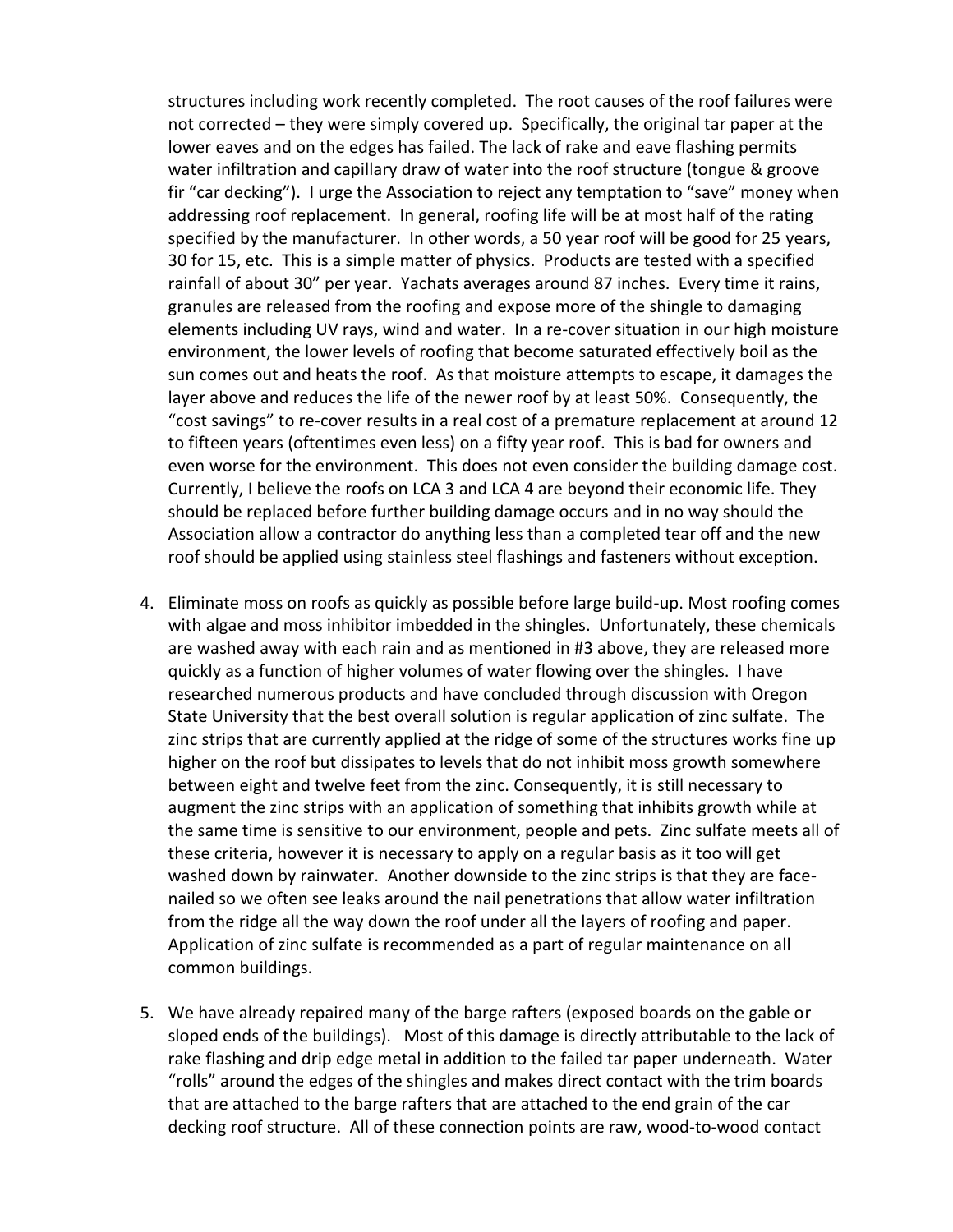structures including work recently completed. The root causes of the roof failures were not corrected – they were simply covered up. Specifically, the original tar paper at the lower eaves and on the edges has failed. The lack of rake and eave flashing permits water infiltration and capillary draw of water into the roof structure (tongue & groove fir "car decking"). I urge the Association to reject any temptation to "save" money when addressing roof replacement. In general, roofing life will be at most half of the rating specified by the manufacturer. In other words, a 50 year roof will be good for 25 years, 30 for 15, etc. This is a simple matter of physics. Products are tested with a specified rainfall of about 30" per year. Yachats averages around 87 inches. Every time it rains, granules are released from the roofing and expose more of the shingle to damaging elements including UV rays, wind and water. In a re-cover situation in our high moisture environment, the lower levels of roofing that become saturated effectively boil as the sun comes out and heats the roof. As that moisture attempts to escape, it damages the layer above and reduces the life of the newer roof by at least 50%. Consequently, the "cost savings" to re-cover results in a real cost of a premature replacement at around 12 to fifteen years (oftentimes even less) on a fifty year roof. This is bad for owners and even worse for the environment. This does not even consider the building damage cost. Currently, I believe the roofs on LCA 3 and LCA 4 are beyond their economic life. They should be replaced before further building damage occurs and in no way should the Association allow a contractor do anything less than a completed tear off and the new roof should be applied using stainless steel flashings and fasteners without exception.

4. Eliminate moss on roofs as quickly as possible before large build-up. Most roofing comes with algae and moss inhibitor imbedded in the shingles. Unfortunately, these chemicals are washed away with each rain and as mentioned in #3 above, they are released more quickly as a function of higher volumes of water flowing over the shingles. I have researched numerous products and have concluded through discussion with Oregon State University that the best overall solution is regular application of zinc sulfate. The zinc strips that are currently applied at the ridge of some of the structures works fine up higher on the roof but dissipates to levels that do not inhibit moss growth somewhere between eight and twelve feet from the zinc. Consequently, it is still necessary to augment the zinc strips with an application of something that inhibits growth while at the same time is sensitive to our environment, people and pets. Zinc sulfate meets all of these criteria, however it is necessary to apply on a regular basis as it too will get washed down by rainwater. Another downside to the zinc strips is that they are face-nailed so we often see leaks around the nail penetrations that allow water infiltration from the ridge all the way down the roof under all the layers of roofing and paper. Application of zinc sulfate is recommended as a part of regular maintenance on all common buildings.

5. We have already repaired many of the barge rafters (exposed boards on the gable or sloped ends of the buildings). Most of this damage is directly attributable to the lack of rake flashing and drip edge metal in addition to the failed tar paper underneath. Water "rolls" around the edges of the shingles and makes direct contact with the trim boards that are attached to the barge rafters that are attached to the end grain of the car decking roof structure. All of these connection points are raw, wood-to-wood contact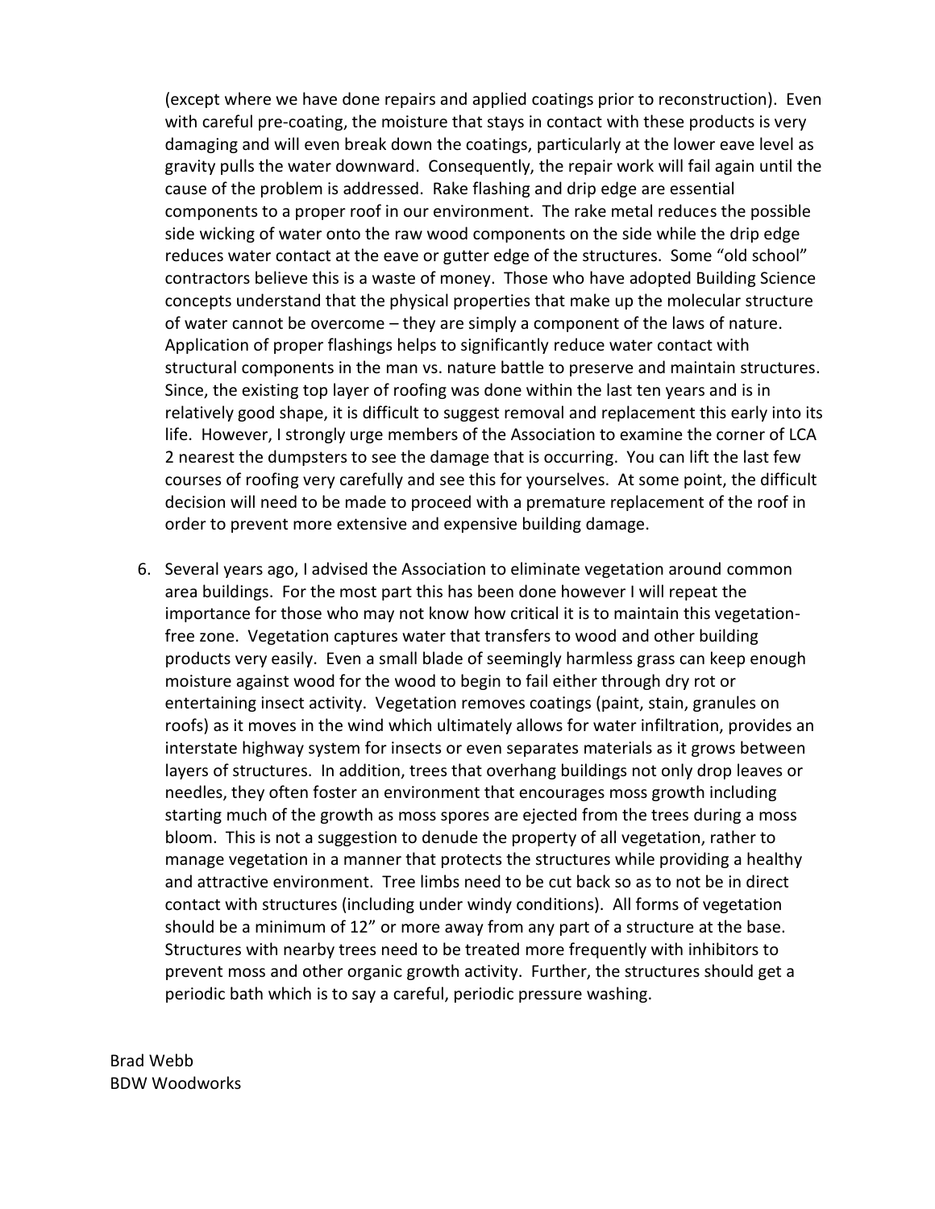(except where we have done repairs and applied coatings prior to reconstruction). Even with careful pre-coating, the moisture that stays in contact with these products is very damaging and will even break down the coatings, particularly at the lower eave level as gravity pulls the water downward. Consequently, the repair work will fail again until the cause of the problem is addressed. Rake flashing and drip edge are essential components to a proper roof in our environment. The rake metal reduces the possible side wicking of water onto the raw wood components on the side while the drip edge reduces water contact at the eave or gutter edge of the structures. Some "old school" contractors believe this is a waste of money. Those who have adopted Building Science concepts understand that the physical properties that make up the molecular structure of water cannot be overcome – they are simply a component of the laws of nature. Application of proper flashings helps to significantly reduce water contact with structural components in the man vs. nature battle to preserve and maintain structures. Since, the existing top layer of roofing was done within the last ten years and is in relatively good shape, it is difficult to suggest removal and replacement this early into its life. However, I strongly urge members of the Association to examine the corner of LCA 2 nearest the dumpsters to see the damage that is occurring. You can lift the last few courses of roofing very carefully and see this for yourselves. At some point, the difficult decision will need to be made to proceed with a premature replacement of the roof in order to prevent more extensive and expensive building damage.

6. Several years ago, I advised the Association to eliminate vegetation around common area buildings. For the most part this has been done however I will repeat the importance for those who may not know how critical it is to maintain this vegetation-free zone. Vegetation captures water that transfers to wood and other building products very easily. Even a small blade of seemingly harmless grass can keep enough moisture against wood for the wood to begin to fail either through dry rot or entertaining insect activity. Vegetation removes coatings (paint, stain, granules on roofs) as it moves in the wind which ultimately allows for water infiltration, provides an interstate highway system for insects or even separates materials as it grows between layers of structures. In addition, trees that overhang buildings not only drop leaves or needles, they often foster an environment that encourages moss growth including starting much of the growth as moss spores are ejected from the trees during a moss bloom. This is not a suggestion to denude the property of all vegetation, rather to manage vegetation in a manner that protects the structures while providing a healthy and attractive environment. Tree limbs need to be cut back so as to not be in direct contact with structures (including under windy conditions). All forms of vegetation should be a minimum of 12" or more away from any part of a structure at the base. Structures with nearby trees need to be treated more frequently with inhibitors to prevent moss and other organic growth activity. Further, the structures should get a periodic bath which is to say a careful, periodic pressure washing.

Brad Webb
BDW Woodworks